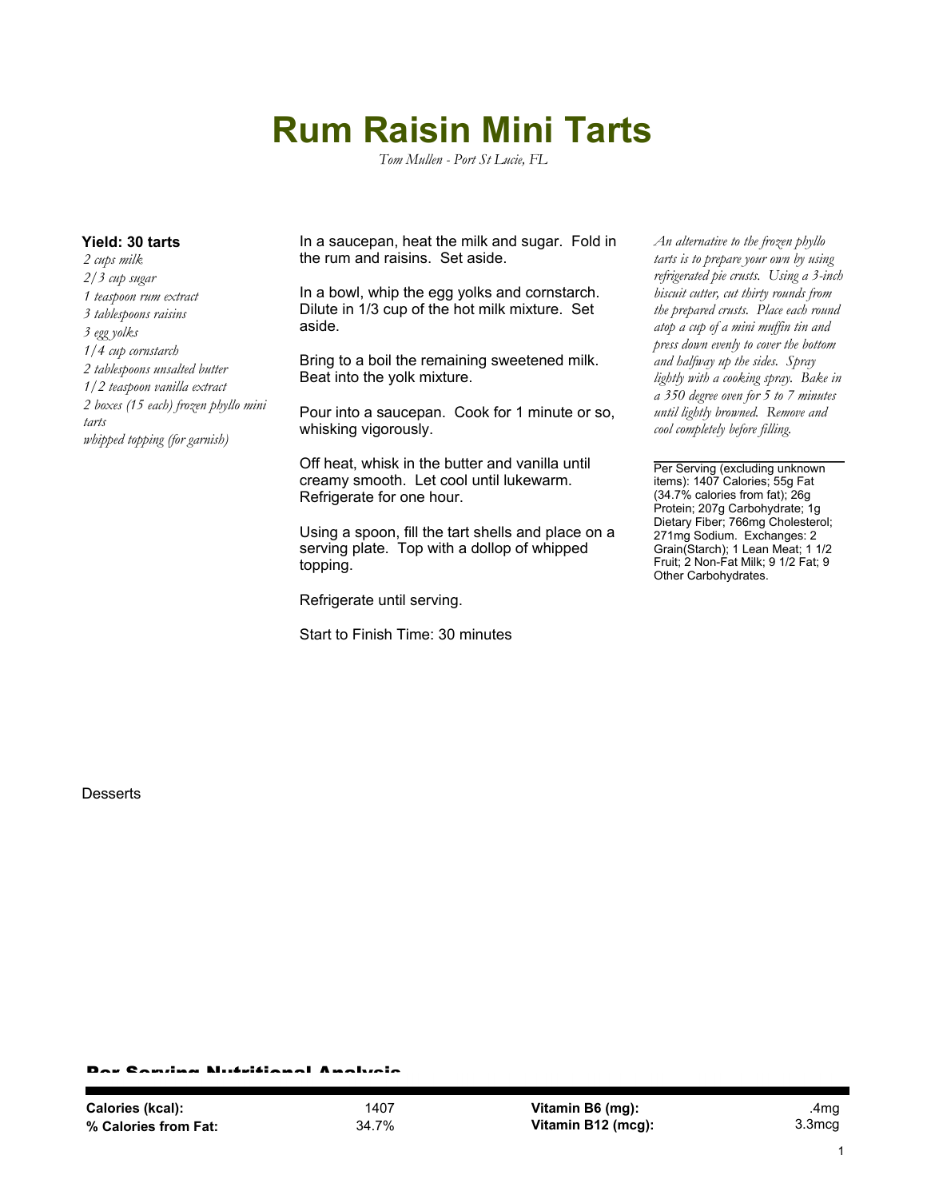# Rum Raisin Mini Tarts

*Tom Mullen - Port St Lucie, FL*

**Yield: 30 tarts**

*2 cups milk*
*2/3 cup sugar*
*1 teaspoon rum extract*
*3 tablespoons raisins*
*3 egg yolks*
*1/4 cup cornstarch*
*2 tablespoons unsalted butter*
*1/2 teaspoon vanilla extract*
*2 boxes (15 each) frozen phyllo mini tarts*
*whipped topping (for garnish)*

In a saucepan, heat the milk and sugar. Fold in the rum and raisins. Set aside.

In a bowl, whip the egg yolks and cornstarch. Dilute in 1/3 cup of the hot milk mixture. Set aside.

Bring to a boil the remaining sweetened milk. Beat into the yolk mixture.

Pour into a saucepan. Cook for 1 minute or so, whisking vigorously.

Off heat, whisk in the butter and vanilla until creamy smooth. Let cool until lukewarm. Refrigerate for one hour.

Using a spoon, fill the tart shells and place on a serving plate. Top with a dollop of whipped topping.

Refrigerate until serving.

Start to Finish Time: 30 minutes

*An alternative to the frozen phyllo tarts is to prepare your own by using refrigerated pie crusts. Using a 3-inch biscuit cutter, cut thirty rounds from the prepared crusts. Place each round atop a cup of a mini muffin tin and press down evenly to cover the bottom and halfway up the sides. Spray lightly with a cooking spray. Bake in a 350 degree oven for 5 to 7 minutes until lightly browned. Remove and cool completely before filling.*

Per Serving (excluding unknown items): 1407 Calories; 55g Fat (34.7% calories from fat); 26g Protein; 207g Carbohydrate; 1g Dietary Fiber; 766mg Cholesterol; 271mg Sodium. Exchanges: 2 Grain(Starch); 1 Lean Meat; 1 1/2 Fruit; 2 Non-Fat Milk; 9 1/2 Fat; 9 Other Carbohydrates.

Desserts

## Per Serving Nutritional Analysis

| | | | |
|---|---|---|---|
| **Calories (kcal):** | 1407 | **Vitamin B6 (mg):** | .4mg |
| **% Calories from Fat:** | 34.7% | **Vitamin B12 (mcg):** | 3.3mcg |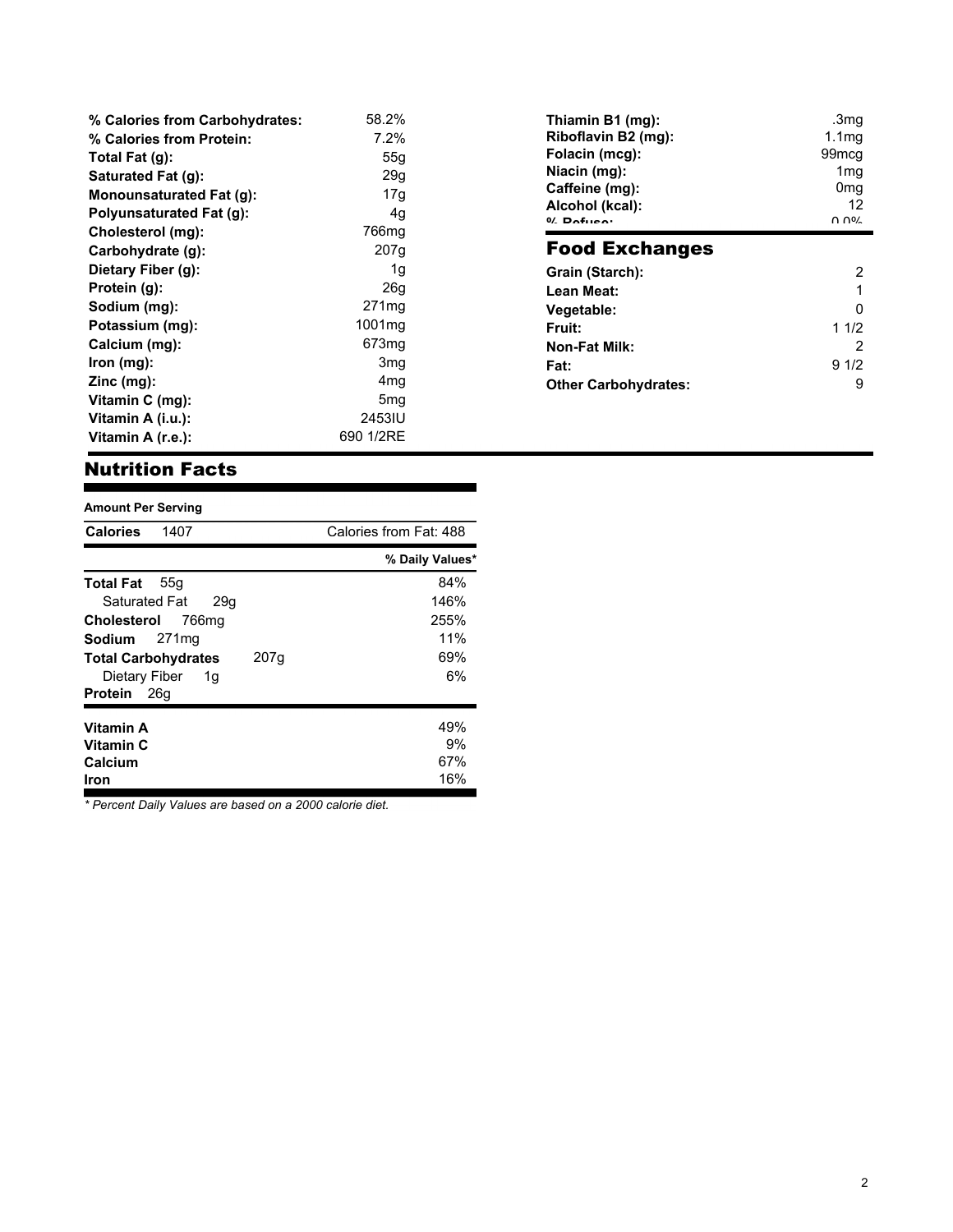| | |
|---|---|
| **% Calories from Carbohydrates:** | 58.2% |
| **% Calories from Protein:** | 7.2% |
| **Total Fat (g):** | 55g |
| **Saturated Fat (g):** | 29g |
| **Monounsaturated Fat (g):** | 17g |
| **Polyunsaturated Fat (g):** | 4g |
| **Cholesterol (mg):** | 766mg |
| **Carbohydrate (g):** | 207g |
| **Dietary Fiber (g):** | 1g |
| **Protein (g):** | 26g |
| **Sodium (mg):** | 271mg |
| **Potassium (mg):** | 1001mg |
| **Calcium (mg):** | 673mg |
| **Iron (mg):** | 3mg |
| **Zinc (mg):** | 4mg |
| **Vitamin C (mg):** | 5mg |
| **Vitamin A (i.u.):** | 2453IU |
| **Vitamin A (r.e.):** | 690 1/2RE |

| | |
|---|---|
| **Thiamin B1 (mg):** | .3mg |
| **Riboflavin B2 (mg):** | 1.1mg |
| **Folacin (mcg):** | 99mcg |
| **Niacin (mg):** | 1mg |
| **Caffeine (mg):** | 0mg |
| **Alcohol (kcal):** | 12 |
| **% Refuse:** | 0.0% |

## Food Exchanges

| | |
|---|---|
| **Grain (Starch):** | 2 |
| **Lean Meat:** | 1 |
| **Vegetable:** | 0 |
| **Fruit:** | 1 1/2 |
| **Non-Fat Milk:** | 2 |
| **Fat:** | 9 1/2 |
| **Other Carbohydrates:** | 9 |

## Nutrition Facts

**Amount Per Serving**

| | |
|---|---|
| **Calories** 1407 | Calories from Fat: 488 |
| | **% Daily Values*** |
| **Total Fat** 55g | 84% |
| Saturated Fat 29g | 146% |
| **Cholesterol** 766mg | 255% |
| **Sodium** 271mg | 11% |
| **Total Carbohydrates** 207g | 69% |
| Dietary Fiber 1g | 6% |
| **Protein** 26g | |
| **Vitamin A** | 49% |
| **Vitamin C** | 9% |
| **Calcium** | 67% |
| **Iron** | 16% |

*\* Percent Daily Values are based on a 2000 calorie diet.*